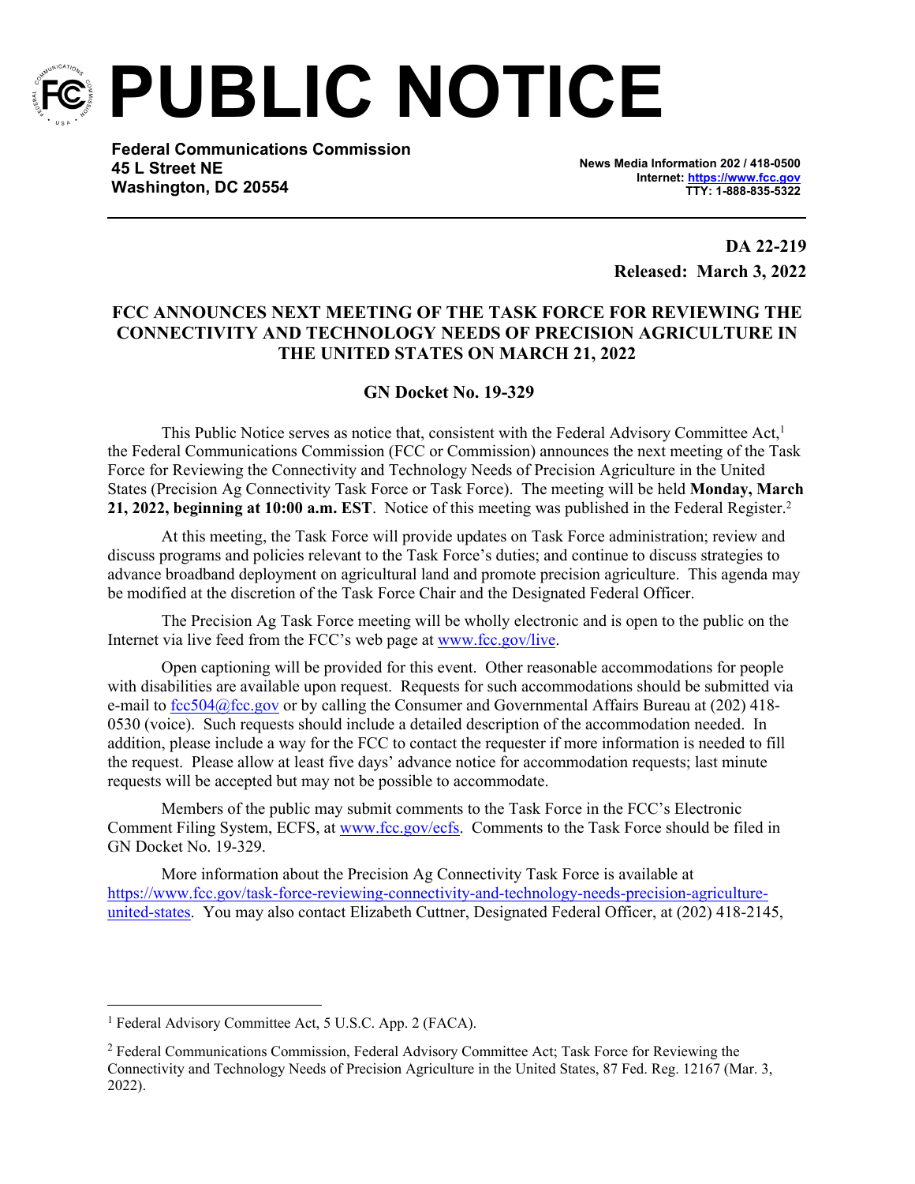# PUBLIC NOTICE

**Federal Communications Commission**
**45 L Street NE**
**Washington, DC 20554**

**News Media Information 202 / 418-0500**
**Internet: https://www.fcc.gov**
**TTY: 1-888-835-5322**

**DA 22-219**
**Released: March 3, 2022**

## FCC ANNOUNCES NEXT MEETING OF THE TASK FORCE FOR REVIEWING THE CONNECTIVITY AND TECHNOLOGY NEEDS OF PRECISION AGRICULTURE IN THE UNITED STATES ON MARCH 21, 2022

### GN Docket No. 19-329

This Public Notice serves as notice that, consistent with the Federal Advisory Committee Act,[1] the Federal Communications Commission (FCC or Commission) announces the next meeting of the Task Force for Reviewing the Connectivity and Technology Needs of Precision Agriculture in the United States (Precision Ag Connectivity Task Force or Task Force). The meeting will be held **Monday, March 21, 2022, beginning at 10:00 a.m. EST**. Notice of this meeting was published in the Federal Register.[2]

At this meeting, the Task Force will provide updates on Task Force administration; review and discuss programs and policies relevant to the Task Force's duties; and continue to discuss strategies to advance broadband deployment on agricultural land and promote precision agriculture. This agenda may be modified at the discretion of the Task Force Chair and the Designated Federal Officer.

The Precision Ag Task Force meeting will be wholly electronic and is open to the public on the Internet via live feed from the FCC's web page at www.fcc.gov/live.

Open captioning will be provided for this event. Other reasonable accommodations for people with disabilities are available upon request. Requests for such accommodations should be submitted via e-mail to fcc504@fcc.gov or by calling the Consumer and Governmental Affairs Bureau at (202) 418-0530 (voice). Such requests should include a detailed description of the accommodation needed. In addition, please include a way for the FCC to contact the requester if more information is needed to fill the request. Please allow at least five days' advance notice for accommodation requests; last minute requests will be accepted but may not be possible to accommodate.

Members of the public may submit comments to the Task Force in the FCC's Electronic Comment Filing System, ECFS, at www.fcc.gov/ecfs. Comments to the Task Force should be filed in GN Docket No. 19-329.

More information about the Precision Ag Connectivity Task Force is available at https://www.fcc.gov/task-force-reviewing-connectivity-and-technology-needs-precision-agriculture-united-states. You may also contact Elizabeth Cuttner, Designated Federal Officer, at (202) 418-2145,

---

[1] Federal Advisory Committee Act, 5 U.S.C. App. 2 (FACA).

[2] Federal Communications Commission, Federal Advisory Committee Act; Task Force for Reviewing the Connectivity and Technology Needs of Precision Agriculture in the United States, 87 Fed. Reg. 12167 (Mar. 3, 2022).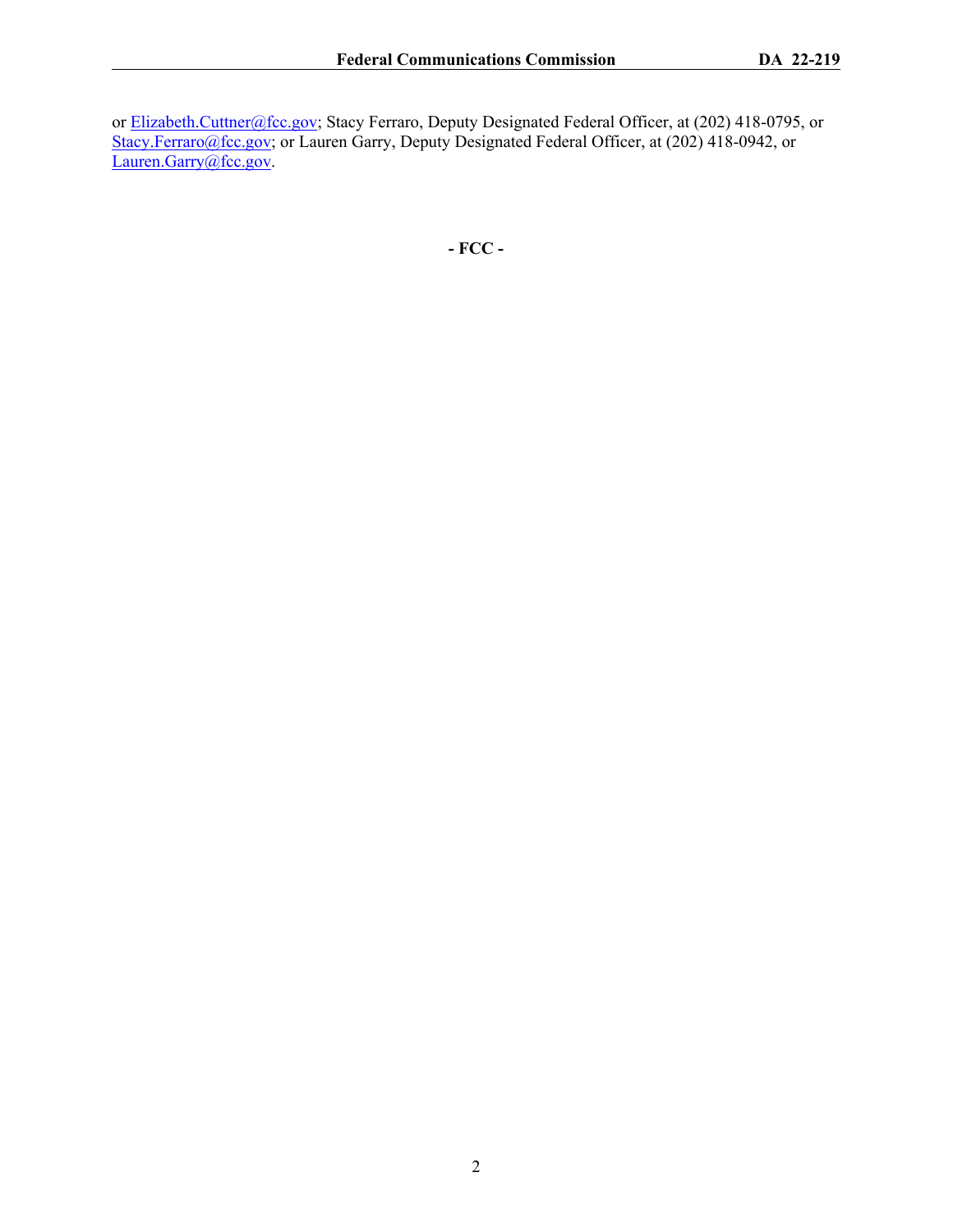or Elizabeth.Cuttner@fcc.gov; Stacy Ferraro, Deputy Designated Federal Officer, at (202) 418-0795, or Stacy.Ferraro@fcc.gov; or Lauren Garry, Deputy Designated Federal Officer, at (202) 418-0942, or Lauren.Garry@fcc.gov.

**- FCC -**